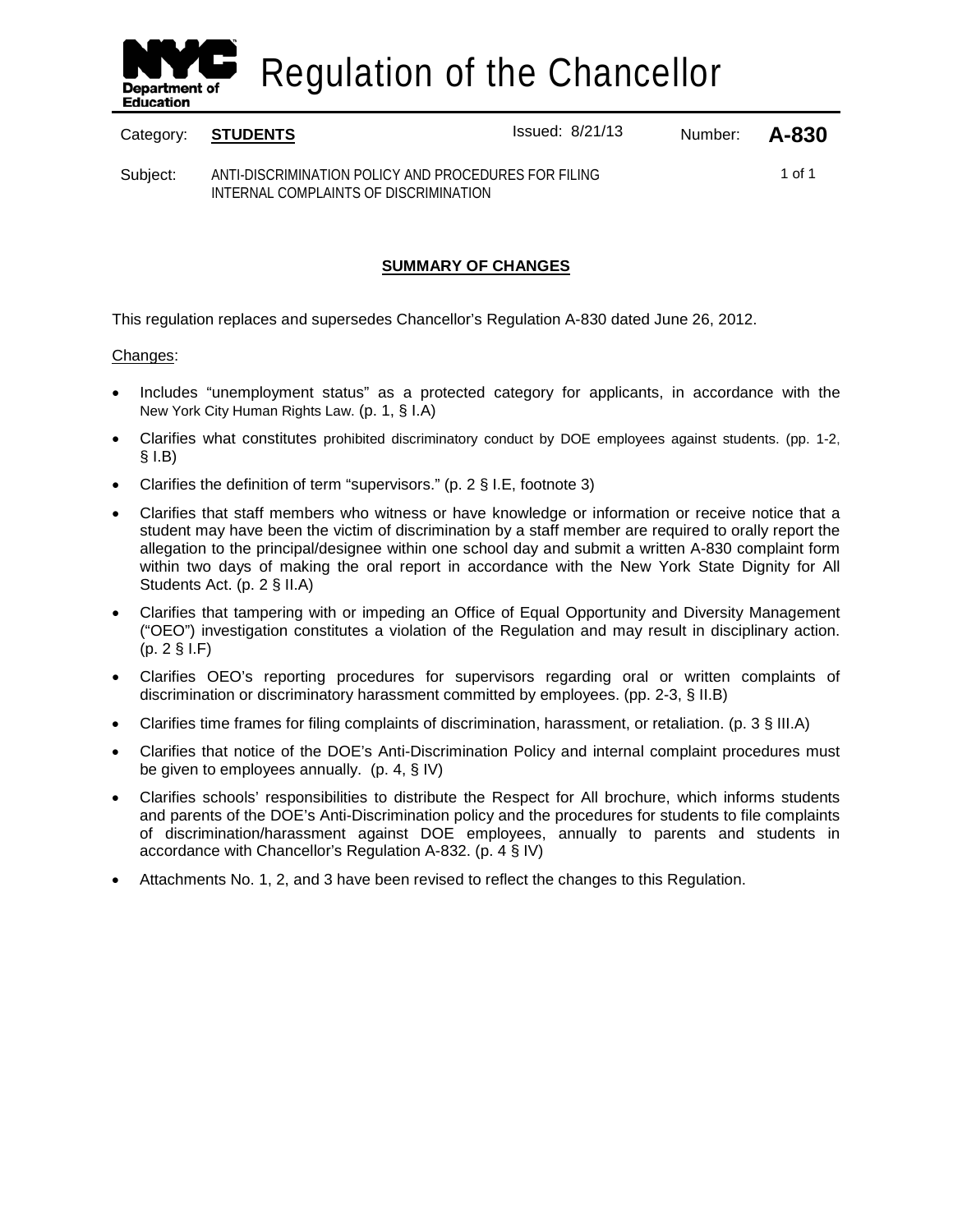# Regulation of the Chancellor

Category: **STUDENTS** Issued: 8/21/13 Number: **A-830**

Subject: ANTI-DISCRIMINATION POLICY AND PROCEDURES FOR FILING INTERNAL COMPLAINTS OF DISCRIMINATION

## SUMMARY OF CHANGES

This regulation replaces and supersedes Chancellor's Regulation A-830 dated June 26, 2012.

Changes:

- Includes "unemployment status" as a protected category for applicants, in accordance with the New York City Human Rights Law. (p. 1, § I.A)
- Clarifies what constitutes prohibited discriminatory conduct by DOE employees against students. (pp. 1-2, § I.B)
- Clarifies the definition of term "supervisors." (p. 2 § I.E, footnote 3)
- Clarifies that staff members who witness or have knowledge or information or receive notice that a student may have been the victim of discrimination by a staff member are required to orally report the allegation to the principal/designee within one school day and submit a written A-830 complaint form within two days of making the oral report in accordance with the New York State Dignity for All Students Act. (p. 2 § II.A)
- Clarifies that tampering with or impeding an Office of Equal Opportunity and Diversity Management ("OEO") investigation constitutes a violation of the Regulation and may result in disciplinary action. (p. 2 § I.F)
- Clarifies OEO's reporting procedures for supervisors regarding oral or written complaints of discrimination or discriminatory harassment committed by employees. (pp. 2-3, § II.B)
- Clarifies time frames for filing complaints of discrimination, harassment, or retaliation. (p. 3 § III.A)
- Clarifies that notice of the DOE's Anti-Discrimination Policy and internal complaint procedures must be given to employees annually. (p. 4, § IV)
- Clarifies schools' responsibilities to distribute the Respect for All brochure, which informs students and parents of the DOE's Anti-Discrimination policy and the procedures for students to file complaints of discrimination/harassment against DOE employees, annually to parents and students in accordance with Chancellor's Regulation A-832. (p. 4 § IV)
- Attachments No. 1, 2, and 3 have been revised to reflect the changes to this Regulation.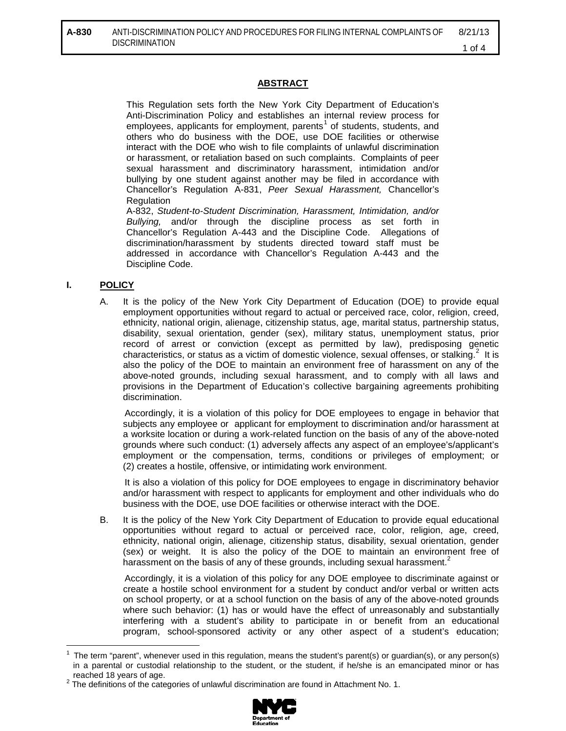## ABSTRACT

This Regulation sets forth the New York City Department of Education's Anti-Discrimination Policy and establishes an internal review process for employees, applicants for employment, parents[1] of students, students, and others who do business with the DOE, use DOE facilities or otherwise interact with the DOE who wish to file complaints of unlawful discrimination or harassment, or retaliation based on such complaints. Complaints of peer sexual harassment and discriminatory harassment, intimidation and/or bullying by one student against another may be filed in accordance with Chancellor's Regulation A-831, *Peer Sexual Harassment,* Chancellor's Regulation A-832, *Student-to-Student Discrimination, Harassment, Intimidation, and/or Bullying,* and/or through the discipline process as set forth in Chancellor's Regulation A-443 and the Discipline Code. Allegations of discrimination/harassment by students directed toward staff must be addressed in accordance with Chancellor's Regulation A-443 and the Discipline Code.

## I. POLICY

A. It is the policy of the New York City Department of Education (DOE) to provide equal employment opportunities without regard to actual or perceived race, color, religion, creed, ethnicity, national origin, alienage, citizenship status, age, marital status, partnership status, disability, sexual orientation, gender (sex), military status, unemployment status, prior record of arrest or conviction (except as permitted by law), predisposing genetic characteristics, or status as a victim of domestic violence, sexual offenses, or stalking.[2] It is also the policy of the DOE to maintain an environment free of harassment on any of the above-noted grounds, including sexual harassment, and to comply with all laws and provisions in the Department of Education's collective bargaining agreements prohibiting discrimination.

Accordingly, it is a violation of this policy for DOE employees to engage in behavior that subjects any employee or applicant for employment to discrimination and/or harassment at a worksite location or during a work-related function on the basis of any of the above-noted grounds where such conduct: (1) adversely affects any aspect of an employee's/applicant's employment or the compensation, terms, conditions or privileges of employment; or (2) creates a hostile, offensive, or intimidating work environment.

It is also a violation of this policy for DOE employees to engage in discriminatory behavior and/or harassment with respect to applicants for employment and other individuals who do business with the DOE, use DOE facilities or otherwise interact with the DOE.

B. It is the policy of the New York City Department of Education to provide equal educational opportunities without regard to actual or perceived race, color, religion, age, creed, ethnicity, national origin, alienage, citizenship status, disability, sexual orientation, gender (sex) or weight. It is also the policy of the DOE to maintain an environment free of harassment on the basis of any of these grounds, including sexual harassment.[2]

Accordingly, it is a violation of this policy for any DOE employee to discriminate against or create a hostile school environment for a student by conduct and/or verbal or written acts on school property, or at a school function on the basis of any of the above-noted grounds where such behavior: (1) has or would have the effect of unreasonably and substantially interfering with a student's ability to participate in or benefit from an educational program, school-sponsored activity or any other aspect of a student's education;

---

[1] The term "parent", whenever used in this regulation, means the student's parent(s) or guardian(s), or any person(s) in a parental or custodial relationship to the student, or the student, if he/she is an emancipated minor or has reached 18 years of age.

[2] The definitions of the categories of unlawful discrimination are found in Attachment No. 1.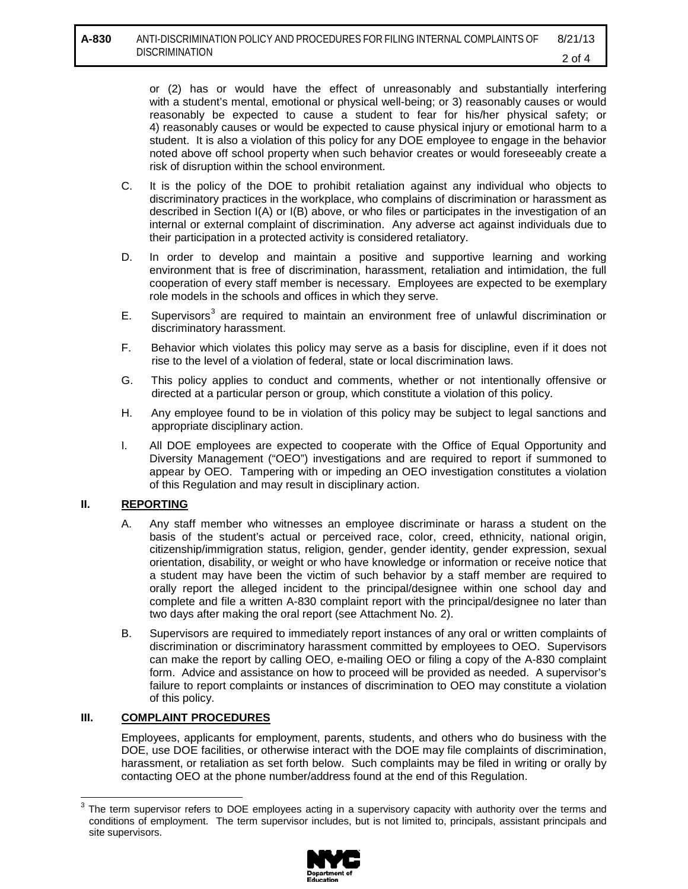or (2) has or would have the effect of unreasonably and substantially interfering with a student's mental, emotional or physical well-being; or 3) reasonably causes or would reasonably be expected to cause a student to fear for his/her physical safety; or 4) reasonably causes or would be expected to cause physical injury or emotional harm to a student. It is also a violation of this policy for any DOE employee to engage in the behavior noted above off school property when such behavior creates or would foreseeably create a risk of disruption within the school environment.

C. It is the policy of the DOE to prohibit retaliation against any individual who objects to discriminatory practices in the workplace, who complains of discrimination or harassment as described in Section I(A) or I(B) above, or who files or participates in the investigation of an internal or external complaint of discrimination. Any adverse act against individuals due to their participation in a protected activity is considered retaliatory.

D. In order to develop and maintain a positive and supportive learning and working environment that is free of discrimination, harassment, retaliation and intimidation, the full cooperation of every staff member is necessary. Employees are expected to be exemplary role models in the schools and offices in which they serve.

E. Supervisors[3] are required to maintain an environment free of unlawful discrimination or discriminatory harassment.

F. Behavior which violates this policy may serve as a basis for discipline, even if it does not rise to the level of a violation of federal, state or local discrimination laws.

G. This policy applies to conduct and comments, whether or not intentionally offensive or directed at a particular person or group, which constitute a violation of this policy.

H. Any employee found to be in violation of this policy may be subject to legal sanctions and appropriate disciplinary action.

I. All DOE employees are expected to cooperate with the Office of Equal Opportunity and Diversity Management ("OEO") investigations and are required to report if summoned to appear by OEO. Tampering with or impeding an OEO investigation constitutes a violation of this Regulation and may result in disciplinary action.

## II. REPORTING

A. Any staff member who witnesses an employee discriminate or harass a student on the basis of the student's actual or perceived race, color, creed, ethnicity, national origin, citizenship/immigration status, religion, gender, gender identity, gender expression, sexual orientation, disability, or weight or who have knowledge or information or receive notice that a student may have been the victim of such behavior by a staff member are required to orally report the alleged incident to the principal/designee within one school day and complete and file a written A-830 complaint report with the principal/designee no later than two days after making the oral report (see Attachment No. 2).

B. Supervisors are required to immediately report instances of any oral or written complaints of discrimination or discriminatory harassment committed by employees to OEO. Supervisors can make the report by calling OEO, e-mailing OEO or filing a copy of the A-830 complaint form. Advice and assistance on how to proceed will be provided as needed. A supervisor's failure to report complaints or instances of discrimination to OEO may constitute a violation of this policy.

## III. COMPLAINT PROCEDURES

Employees, applicants for employment, parents, students, and others who do business with the DOE, use DOE facilities, or otherwise interact with the DOE may file complaints of discrimination, harassment, or retaliation as set forth below. Such complaints may be filed in writing or orally by contacting OEO at the phone number/address found at the end of this Regulation.

---

[3] The term supervisor refers to DOE employees acting in a supervisory capacity with authority over the terms and conditions of employment. The term supervisor includes, but is not limited to, principals, assistant principals and site supervisors.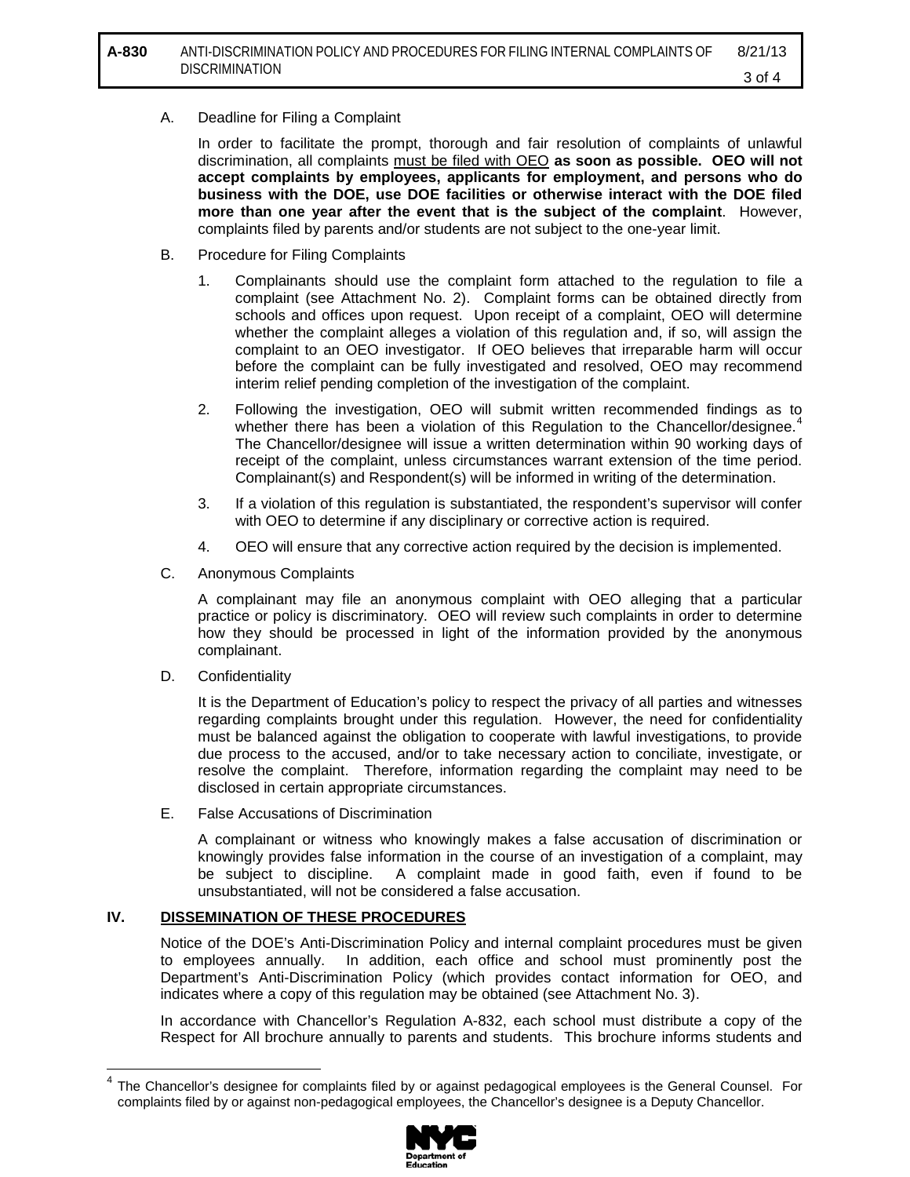A. Deadline for Filing a Complaint

In order to facilitate the prompt, thorough and fair resolution of complaints of unlawful discrimination, all complaints <u>must be filed with OEO</u> **as soon as possible. OEO will not accept complaints by employees, applicants for employment, and persons who do business with the DOE, use DOE facilities or otherwise interact with the DOE filed more than one year after the event that is the subject of the complaint**. However, complaints filed by parents and/or students are not subject to the one-year limit.

B. Procedure for Filing Complaints

1. Complainants should use the complaint form attached to the regulation to file a complaint (see Attachment No. 2). Complaint forms can be obtained directly from schools and offices upon request. Upon receipt of a complaint, OEO will determine whether the complaint alleges a violation of this regulation and, if so, will assign the complaint to an OEO investigator. If OEO believes that irreparable harm will occur before the complaint can be fully investigated and resolved, OEO may recommend interim relief pending completion of the investigation of the complaint.

2. Following the investigation, OEO will submit written recommended findings as to whether there has been a violation of this Regulation to the Chancellor/designee.[4] The Chancellor/designee will issue a written determination within 90 working days of receipt of the complaint, unless circumstances warrant extension of the time period. Complainant(s) and Respondent(s) will be informed in writing of the determination.

3. If a violation of this regulation is substantiated, the respondent's supervisor will confer with OEO to determine if any disciplinary or corrective action is required.

4. OEO will ensure that any corrective action required by the decision is implemented.

C. Anonymous Complaints

A complainant may file an anonymous complaint with OEO alleging that a particular practice or policy is discriminatory. OEO will review such complaints in order to determine how they should be processed in light of the information provided by the anonymous complainant.

D. Confidentiality

It is the Department of Education's policy to respect the privacy of all parties and witnesses regarding complaints brought under this regulation. However, the need for confidentiality must be balanced against the obligation to cooperate with lawful investigations, to provide due process to the accused, and/or to take necessary action to conciliate, investigate, or resolve the complaint. Therefore, information regarding the complaint may need to be disclosed in certain appropriate circumstances.

E. False Accusations of Discrimination

A complainant or witness who knowingly makes a false accusation of discrimination or knowingly provides false information in the course of an investigation of a complaint, may be subject to discipline. A complaint made in good faith, even if found to be unsubstantiated, will not be considered a false accusation.

## IV. <u>DISSEMINATION OF THESE PROCEDURES</u>

Notice of the DOE's Anti-Discrimination Policy and internal complaint procedures must be given to employees annually. In addition, each office and school must prominently post the Department's Anti-Discrimination Policy (which provides contact information for OEO, and indicates where a copy of this regulation may be obtained (see Attachment No. 3).

In accordance with Chancellor's Regulation A-832, each school must distribute a copy of the Respect for All brochure annually to parents and students. This brochure informs students and

---

[4] The Chancellor's designee for complaints filed by or against pedagogical employees is the General Counsel. For complaints filed by or against non-pedagogical employees, the Chancellor's designee is a Deputy Chancellor.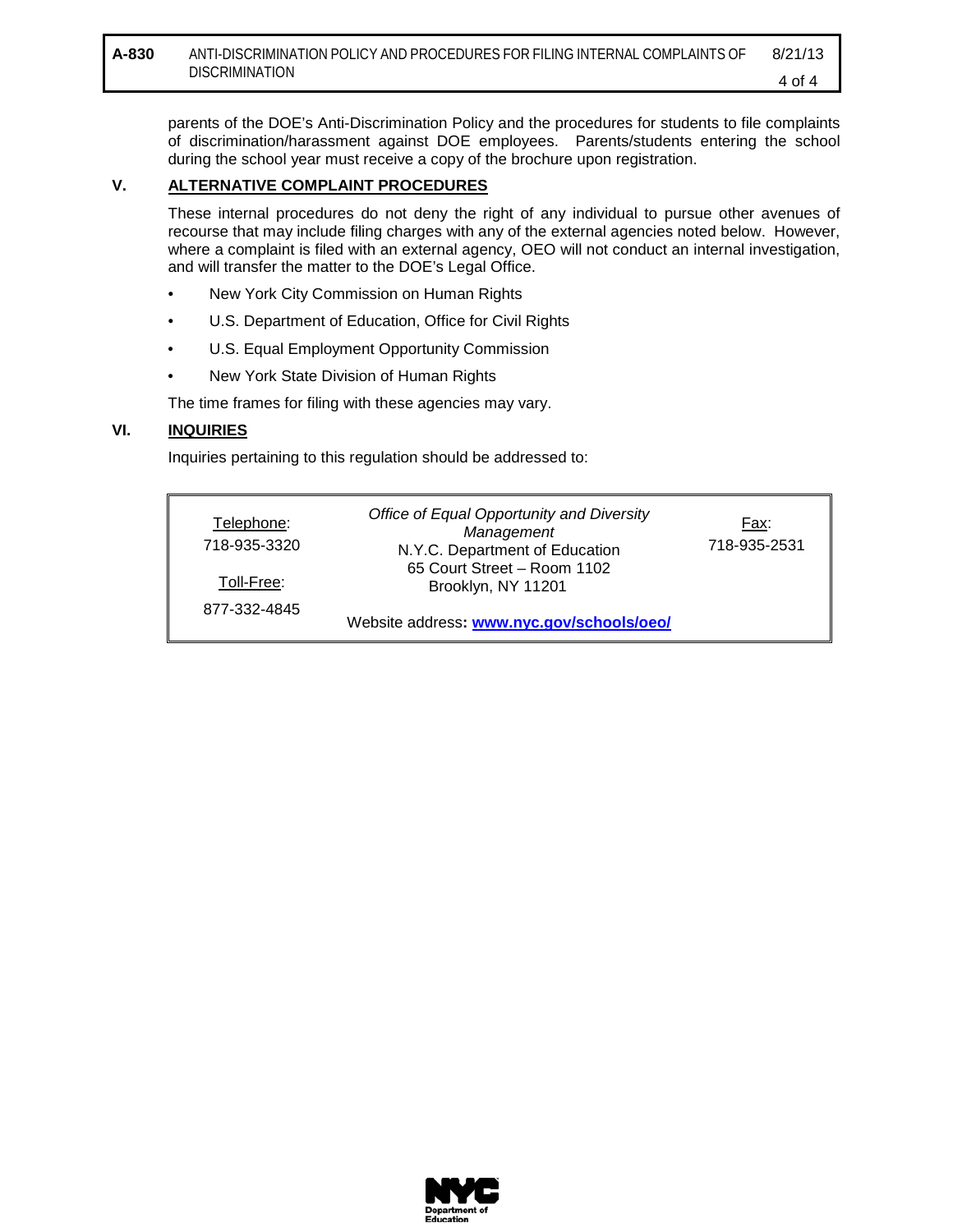parents of the DOE's Anti-Discrimination Policy and the procedures for students to file complaints of discrimination/harassment against DOE employees. Parents/students entering the school during the school year must receive a copy of the brochure upon registration.

## V. ALTERNATIVE COMPLAINT PROCEDURES

These internal procedures do not deny the right of any individual to pursue other avenues of recourse that may include filing charges with any of the external agencies noted below. However, where a complaint is filed with an external agency, OEO will not conduct an internal investigation, and will transfer the matter to the DOE's Legal Office.

- New York City Commission on Human Rights
- U.S. Department of Education, Office for Civil Rights
- U.S. Equal Employment Opportunity Commission
- New York State Division of Human Rights

The time frames for filing with these agencies may vary.

## VI. INQUIRIES

Inquiries pertaining to this regulation should be addressed to:

| | | |
|---|---|---|
| Telephone: 718-935-3320<br>Toll-Free: 877-332-4845 | *Office of Equal Opportunity and Diversity Management*<br>N.Y.C. Department of Education<br>65 Court Street – Room 1102<br>Brooklyn, NY 11201<br>Website address: **www.nyc.gov/schools/oeo/** | Fax: 718-935-2531 |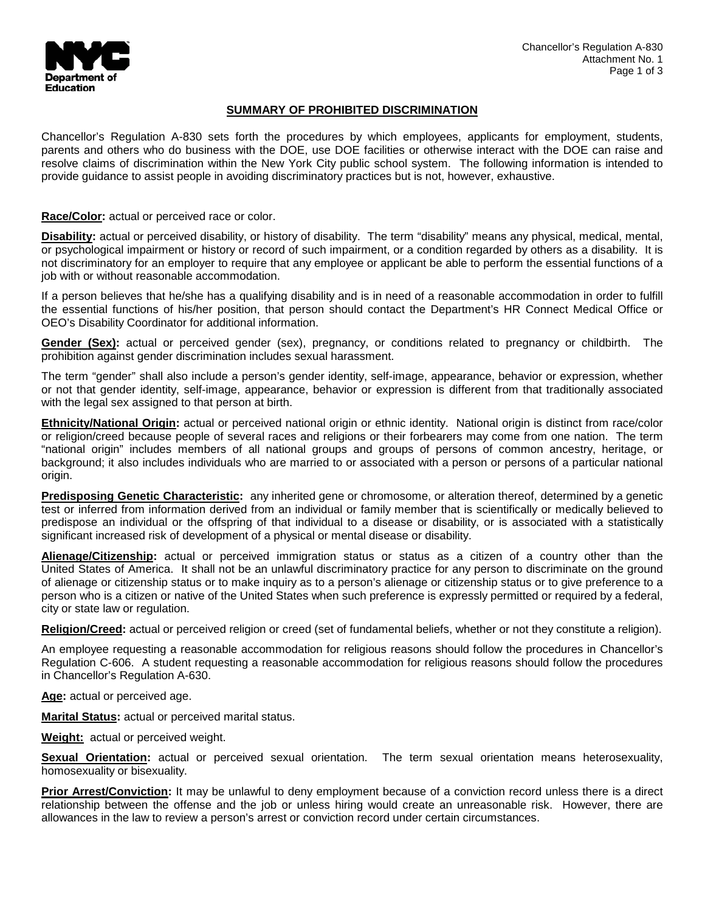## SUMMARY OF PROHIBITED DISCRIMINATION

Chancellor's Regulation A-830 sets forth the procedures by which employees, applicants for employment, students, parents and others who do business with the DOE, use DOE facilities or otherwise interact with the DOE can raise and resolve claims of discrimination within the New York City public school system. The following information is intended to provide guidance to assist people in avoiding discriminatory practices but is not, however, exhaustive.

**Race/Color:** actual or perceived race or color.

**Disability:** actual or perceived disability, or history of disability. The term "disability" means any physical, medical, mental, or psychological impairment or history or record of such impairment, or a condition regarded by others as a disability. It is not discriminatory for an employer to require that any employee or applicant be able to perform the essential functions of a job with or without reasonable accommodation.

If a person believes that he/she has a qualifying disability and is in need of a reasonable accommodation in order to fulfill the essential functions of his/her position, that person should contact the Department's HR Connect Medical Office or OEO's Disability Coordinator for additional information.

**Gender (Sex):** actual or perceived gender (sex), pregnancy, or conditions related to pregnancy or childbirth. The prohibition against gender discrimination includes sexual harassment.

The term "gender" shall also include a person's gender identity, self-image, appearance, behavior or expression, whether or not that gender identity, self-image, appearance, behavior or expression is different from that traditionally associated with the legal sex assigned to that person at birth.

**Ethnicity/National Origin:** actual or perceived national origin or ethnic identity. National origin is distinct from race/color or religion/creed because people of several races and religions or their forbearers may come from one nation. The term "national origin" includes members of all national groups and groups of persons of common ancestry, heritage, or background; it also includes individuals who are married to or associated with a person or persons of a particular national origin.

**Predisposing Genetic Characteristic:** any inherited gene or chromosome, or alteration thereof, determined by a genetic test or inferred from information derived from an individual or family member that is scientifically or medically believed to predispose an individual or the offspring of that individual to a disease or disability, or is associated with a statistically significant increased risk of development of a physical or mental disease or disability.

**Alienage/Citizenship:** actual or perceived immigration status or status as a citizen of a country other than the United States of America. It shall not be an unlawful discriminatory practice for any person to discriminate on the ground of alienage or citizenship status or to make inquiry as to a person's alienage or citizenship status or to give preference to a person who is a citizen or native of the United States when such preference is expressly permitted or required by a federal, city or state law or regulation.

**Religion/Creed:** actual or perceived religion or creed (set of fundamental beliefs, whether or not they constitute a religion).

An employee requesting a reasonable accommodation for religious reasons should follow the procedures in Chancellor's Regulation C-606. A student requesting a reasonable accommodation for religious reasons should follow the procedures in Chancellor's Regulation A-630.

**Age:** actual or perceived age.

**Marital Status:** actual or perceived marital status.

**Weight:** actual or perceived weight.

**Sexual Orientation:** actual or perceived sexual orientation. The term sexual orientation means heterosexuality, homosexuality or bisexuality.

**Prior Arrest/Conviction:** It may be unlawful to deny employment because of a conviction record unless there is a direct relationship between the offense and the job or unless hiring would create an unreasonable risk. However, there are allowances in the law to review a person's arrest or conviction record under certain circumstances.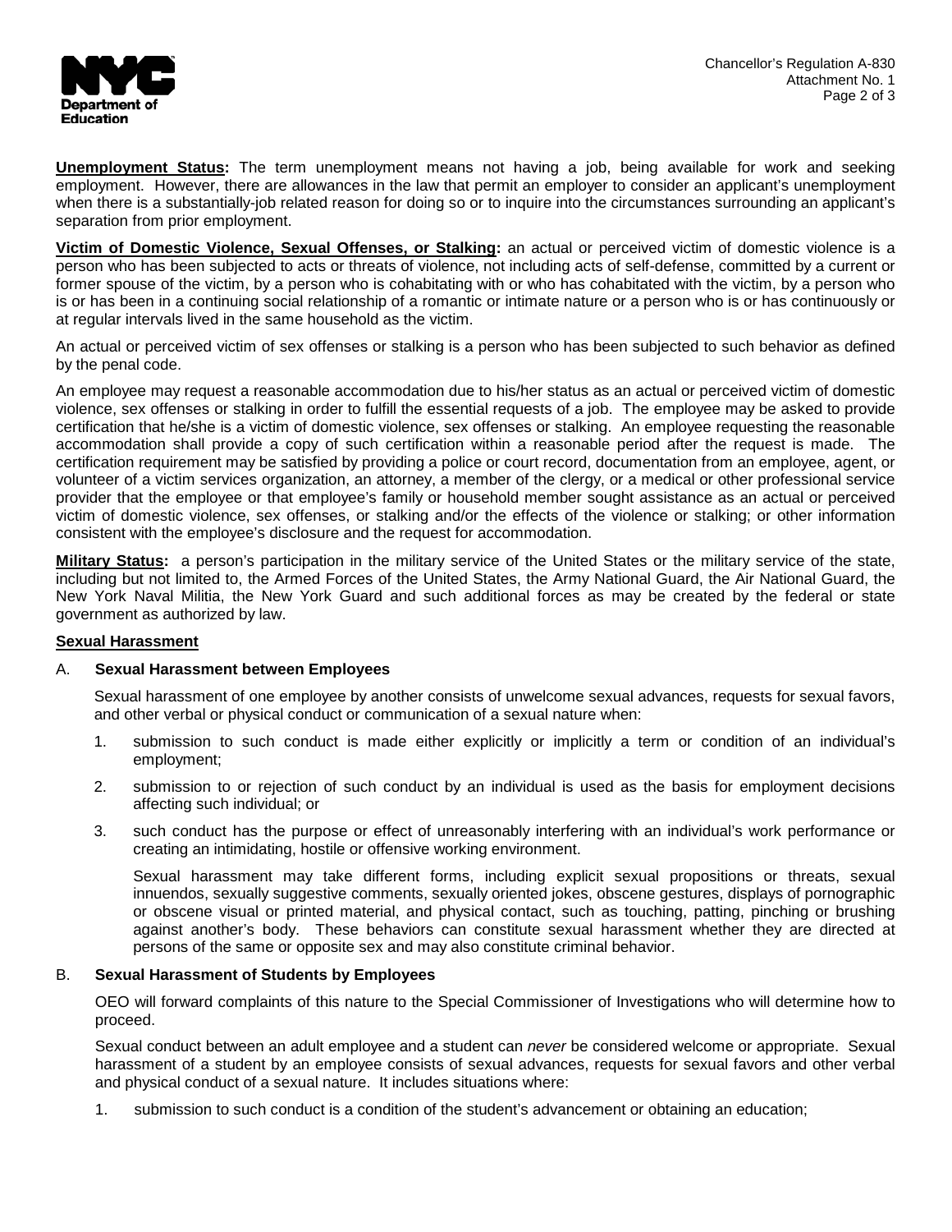**Unemployment Status:** The term unemployment means not having a job, being available for work and seeking employment. However, there are allowances in the law that permit an employer to consider an applicant's unemployment when there is a substantially-job related reason for doing so or to inquire into the circumstances surrounding an applicant's separation from prior employment.

**Victim of Domestic Violence, Sexual Offenses, or Stalking:** an actual or perceived victim of domestic violence is a person who has been subjected to acts or threats of violence, not including acts of self-defense, committed by a current or former spouse of the victim, by a person who is cohabitating with or who has cohabitated with the victim, by a person who is or has been in a continuing social relationship of a romantic or intimate nature or a person who is or has continuously or at regular intervals lived in the same household as the victim.

An actual or perceived victim of sex offenses or stalking is a person who has been subjected to such behavior as defined by the penal code.

An employee may request a reasonable accommodation due to his/her status as an actual or perceived victim of domestic violence, sex offenses or stalking in order to fulfill the essential requests of a job. The employee may be asked to provide certification that he/she is a victim of domestic violence, sex offenses or stalking. An employee requesting the reasonable accommodation shall provide a copy of such certification within a reasonable period after the request is made. The certification requirement may be satisfied by providing a police or court record, documentation from an employee, agent, or volunteer of a victim services organization, an attorney, a member of the clergy, or a medical or other professional service provider that the employee or that employee's family or household member sought assistance as an actual or perceived victim of domestic violence, sex offenses, or stalking and/or the effects of the violence or stalking; or other information consistent with the employee's disclosure and the request for accommodation.

**Military Status:** a person's participation in the military service of the United States or the military service of the state, including but not limited to, the Armed Forces of the United States, the Army National Guard, the Air National Guard, the New York Naval Militia, the New York Guard and such additional forces as may be created by the federal or state government as authorized by law.

**Sexual Harassment**

A. **Sexual Harassment between Employees**

Sexual harassment of one employee by another consists of unwelcome sexual advances, requests for sexual favors, and other verbal or physical conduct or communication of a sexual nature when:

1. submission to such conduct is made either explicitly or implicitly a term or condition of an individual's employment;
2. submission to or rejection of such conduct by an individual is used as the basis for employment decisions affecting such individual; or
3. such conduct has the purpose or effect of unreasonably interfering with an individual's work performance or creating an intimidating, hostile or offensive working environment.

   Sexual harassment may take different forms, including explicit sexual propositions or threats, sexual innuendos, sexually suggestive comments, sexually oriented jokes, obscene gestures, displays of pornographic or obscene visual or printed material, and physical contact, such as touching, patting, pinching or brushing against another's body. These behaviors can constitute sexual harassment whether they are directed at persons of the same or opposite sex and may also constitute criminal behavior.

B. **Sexual Harassment of Students by Employees**

OEO will forward complaints of this nature to the Special Commissioner of Investigations who will determine how to proceed.

Sexual conduct between an adult employee and a student can *never* be considered welcome or appropriate. Sexual harassment of a student by an employee consists of sexual advances, requests for sexual favors and other verbal and physical conduct of a sexual nature. It includes situations where:

1. submission to such conduct is a condition of the student's advancement or obtaining an education;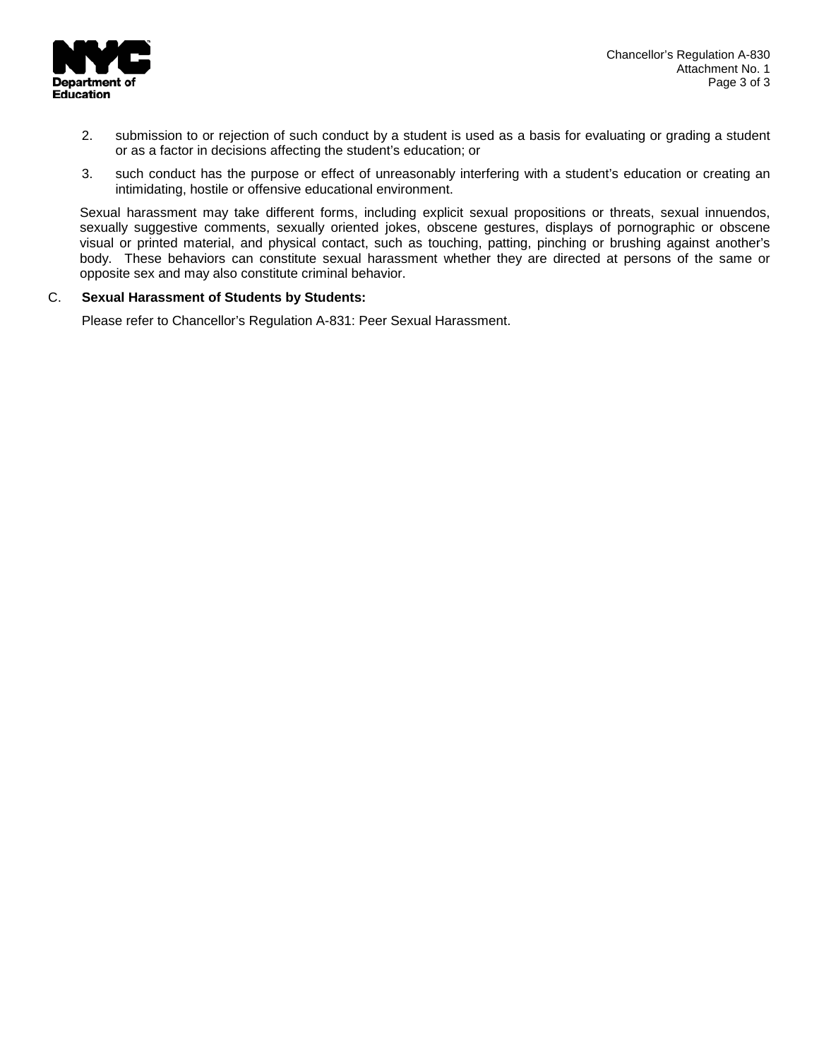2. submission to or rejection of such conduct by a student is used as a basis for evaluating or grading a student or as a factor in decisions affecting the student's education; or

3. such conduct has the purpose or effect of unreasonably interfering with a student's education or creating an intimidating, hostile or offensive educational environment.

Sexual harassment may take different forms, including explicit sexual propositions or threats, sexual innuendos, sexually suggestive comments, sexually oriented jokes, obscene gestures, displays of pornographic or obscene visual or printed material, and physical contact, such as touching, patting, pinching or brushing against another's body. These behaviors can constitute sexual harassment whether they are directed at persons of the same or opposite sex and may also constitute criminal behavior.

C. **Sexual Harassment of Students by Students:**

Please refer to Chancellor's Regulation A-831: Peer Sexual Harassment.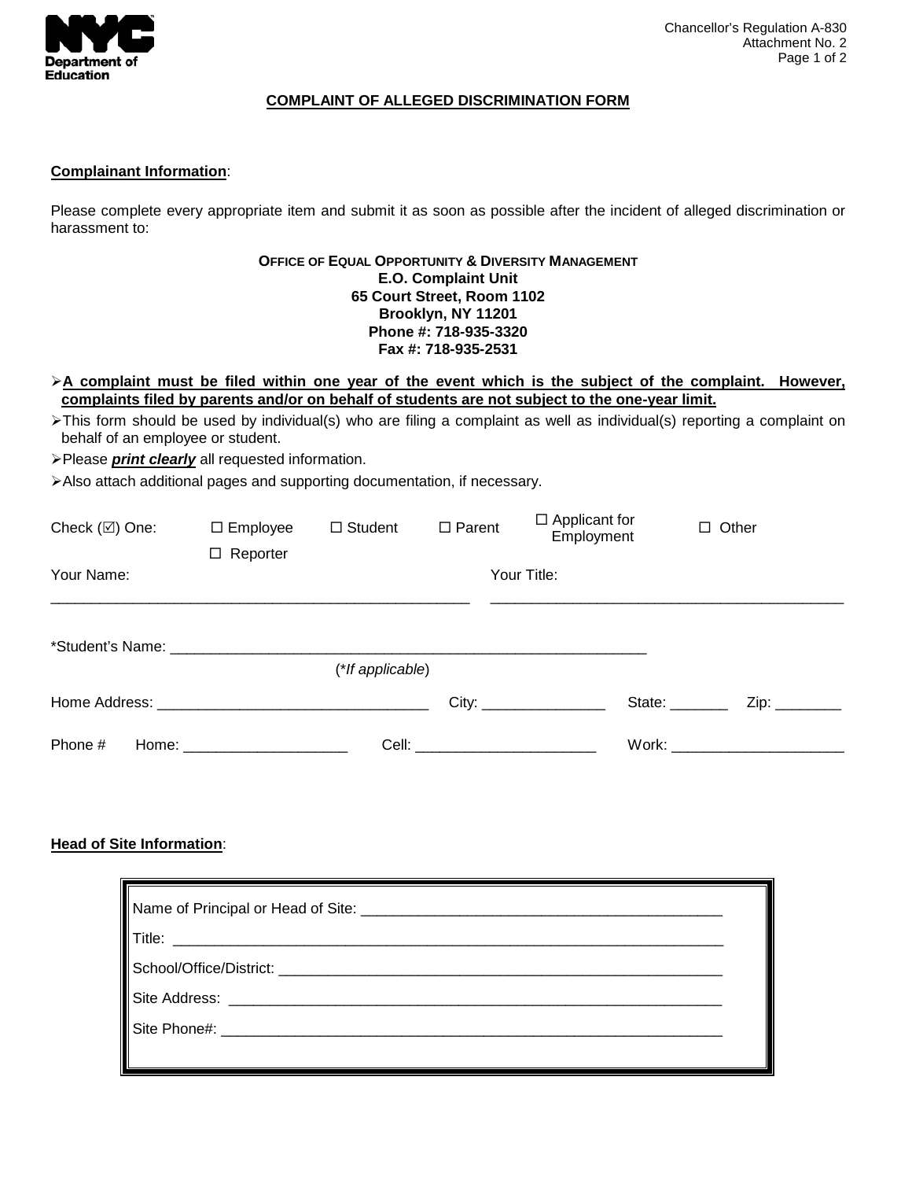Chancellor's Regulation A-830
Attachment No. 2

## COMPLAINT OF ALLEGED DISCRIMINATION FORM

**Complainant Information**:

Please complete every appropriate item and submit it as soon as possible after the incident of alleged discrimination or harassment to:

**OFFICE OF EQUAL OPPORTUNITY & DIVERSITY MANAGEMENT**
**E.O. Complaint Unit**
**65 Court Street, Room 1102**
**Brooklyn, NY 11201**
**Phone #: 718-935-3320**
**Fax #: 718-935-2531**

- **A complaint must be filed within one year of the event which is the subject of the complaint. However, complaints filed by parents and/or on behalf of students are not subject to the one-year limit.**
- This form should be used by individual(s) who are filing a complaint as well as individual(s) reporting a complaint on behalf of an employee or student.
- Please ***print clearly*** all requested information.
- Also attach additional pages and supporting documentation, if necessary.

Check (☑) One: ☐ Employee ☐ Student ☐ Parent ☐ Applicant for Employment ☐ Other
☐ Reporter

Your Name: ______________________________ Your Title: ______________________________

*Student's Name: ______________________________
(*If applicable*)

Home Address: ______________________ City: ______________ State: _______ Zip: ________

Phone # Home: ____________________ Cell: ______________________ Work: _____________________

**Head of Site Information**:

Name of Principal or Head of Site: ______________________________

Title: ______________________________

School/Office/District: ______________________________

Site Address: ______________________________

Site Phone#: ______________________________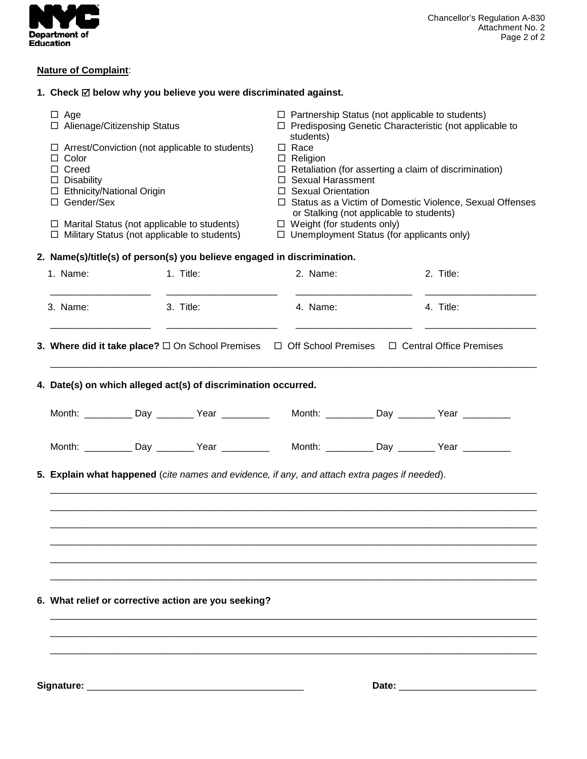**Nature of Complaint**:

**1. Check ☑ below why you believe you were discriminated against.**

- ☐ Age
- ☐ Alienage/Citizenship Status
- ☐ Arrest/Conviction (not applicable to students)
- ☐ Color
- ☐ Creed
- ☐ Disability
- ☐ Ethnicity/National Origin
- ☐ Gender/Sex
- ☐ Marital Status (not applicable to students)
- ☐ Military Status (not applicable to students)
- ☐ Partnership Status (not applicable to students)
- ☐ Predisposing Genetic Characteristic (not applicable to students)
- ☐ Race
- ☐ Religion
- ☐ Retaliation (for asserting a claim of discrimination)
- ☐ Sexual Harassment
- ☐ Sexual Orientation
- ☐ Status as a Victim of Domestic Violence, Sexual Offenses or Stalking (not applicable to students)
- ☐ Weight (for students only)
- ☐ Unemployment Status (for applicants only)

**2. Name(s)/title(s) of person(s) you believe engaged in discrimination.**

1. Name: ____________ 1. Title: ____________ 2. Name: ____________ 2. Title: ____________

3. Name: ____________ 3. Title: ____________ 4. Name: ____________ 4. Title: ____________

**3. Where did it take place?** ☐ On School Premises ☐ Off School Premises ☐ Central Office Premises

_______________________________________________

**4. Date(s) on which alleged act(s) of discrimination occurred.**

Month: _________ Day _______ Year _________ Month: _________ Day _______ Year _________

Month: _________ Day _______ Year _________ Month: _________ Day _______ Year _________

**5. Explain what happened** (*cite names and evidence, if any, and attach extra pages if needed*).

_______________________________________________

_______________________________________________

_______________________________________________

_______________________________________________

_______________________________________________

_______________________________________________

**6. What relief or corrective action are you seeking?**

_______________________________________________

_______________________________________________

_______________________________________________

**Signature:** ______________________________ **Date:** ____________________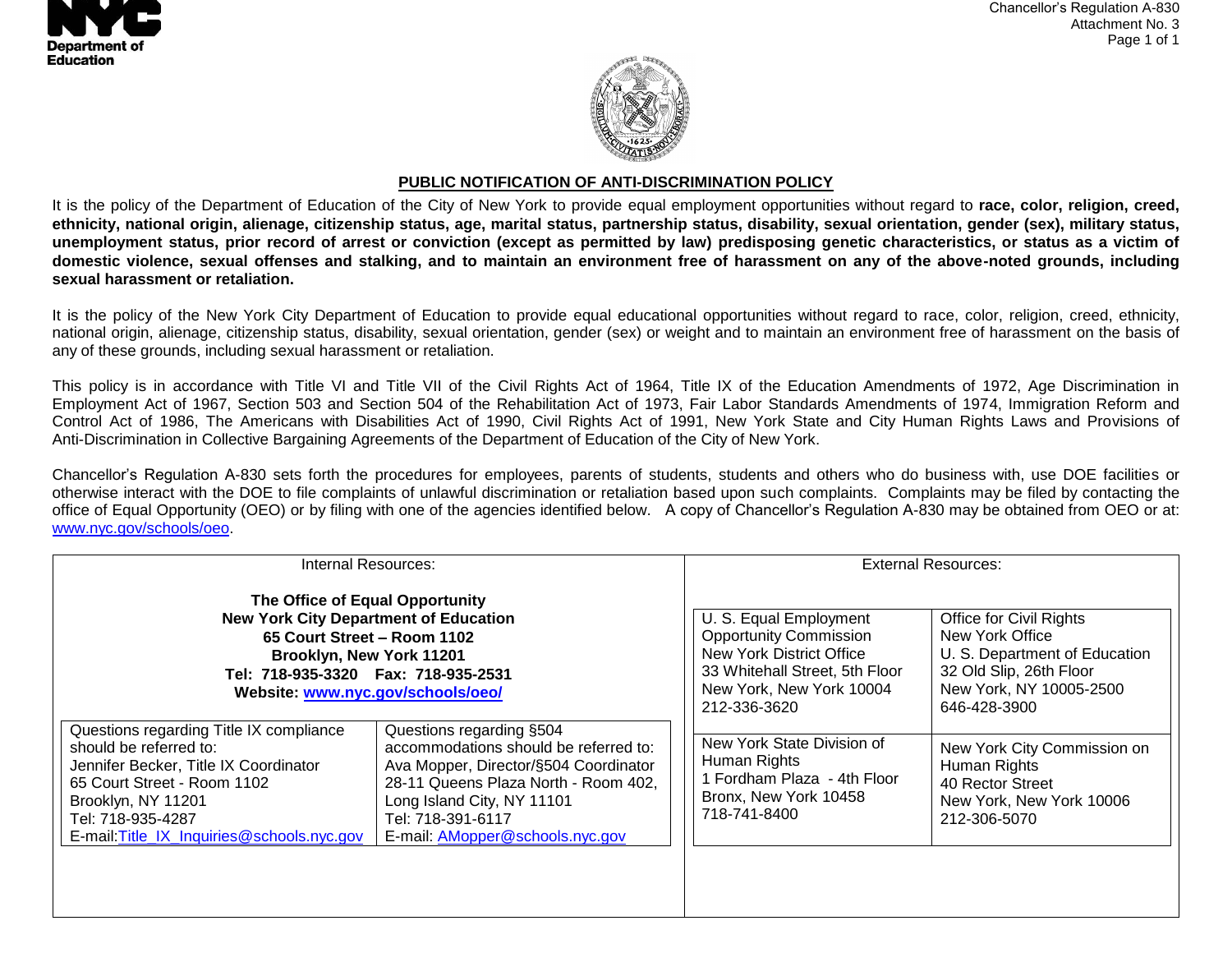Chancellor's Regulation A-830
Attachment No. 3

## PUBLIC NOTIFICATION OF ANTI-DISCRIMINATION POLICY

It is the policy of the Department of Education of the City of New York to provide equal employment opportunities without regard to **race, color, religion, creed, ethnicity, national origin, alienage, citizenship status, age, marital status, partnership status, disability, sexual orientation, gender (sex), military status, unemployment status, prior record of arrest or conviction (except as permitted by law) predisposing genetic characteristics, or status as a victim of domestic violence, sexual offenses and stalking, and to maintain an environment free of harassment on any of the above-noted grounds, including sexual harassment or retaliation.**

It is the policy of the New York City Department of Education to provide equal educational opportunities without regard to race, color, religion, creed, ethnicity, national origin, alienage, citizenship status, disability, sexual orientation, gender (sex) or weight and to maintain an environment free of harassment on the basis of any of these grounds, including sexual harassment or retaliation.

This policy is in accordance with Title VI and Title VII of the Civil Rights Act of 1964, Title IX of the Education Amendments of 1972, Age Discrimination in Employment Act of 1967, Section 503 and Section 504 of the Rehabilitation Act of 1973, Fair Labor Standards Amendments of 1974, Immigration Reform and Control Act of 1986, The Americans with Disabilities Act of 1990, Civil Rights Act of 1991, New York State and City Human Rights Laws and Provisions of Anti-Discrimination in Collective Bargaining Agreements of the Department of Education of the City of New York.

Chancellor's Regulation A-830 sets forth the procedures for employees, parents of students, students and others who do business with, use DOE facilities or otherwise interact with the DOE to file complaints of unlawful discrimination or retaliation based upon such complaints. Complaints may be filed by contacting the office of Equal Opportunity (OEO) or by filing with one of the agencies identified below. A copy of Chancellor's Regulation A-830 may be obtained from OEO or at: www.nyc.gov/schools/oeo.

### Internal Resources:

**The Office of Equal Opportunity**
**New York City Department of Education**
**65 Court Street – Room 1102**
**Brooklyn, New York 11201**
**Tel: 718-935-3320 Fax: 718-935-2531**
**Website: www.nyc.gov/schools/oeo/**

| | |
|---|---|
| Questions regarding Title IX compliance should be referred to:<br>Jennifer Becker, Title IX Coordinator<br>65 Court Street - Room 1102<br>Brooklyn, NY 11201<br>Tel: 718-935-4287<br>E-mail:Title_IX_Inquiries@schools.nyc.gov | Questions regarding §504 accommodations should be referred to:<br>Ava Mopper, Director/§504 Coordinator<br>28-11 Queens Plaza North - Room 402,<br>Long Island City, NY 11101<br>Tel: 718-391-6117<br>E-mail: AMopper@schools.nyc.gov |

### External Resources:

| | |
|---|---|
| U. S. Equal Employment Opportunity Commission<br>New York District Office<br>33 Whitehall Street, 5th Floor<br>New York, New York 10004<br>212-336-3620 | Office for Civil Rights<br>New York Office<br>U. S. Department of Education<br>32 Old Slip, 26th Floor<br>New York, NY 10005-2500<br>646-428-3900 |
| New York State Division of Human Rights<br>1 Fordham Plaza - 4th Floor<br>Bronx, New York 10458<br>718-741-8400 | New York City Commission on Human Rights<br>40 Rector Street<br>New York, New York 10006<br>212-306-5070 |